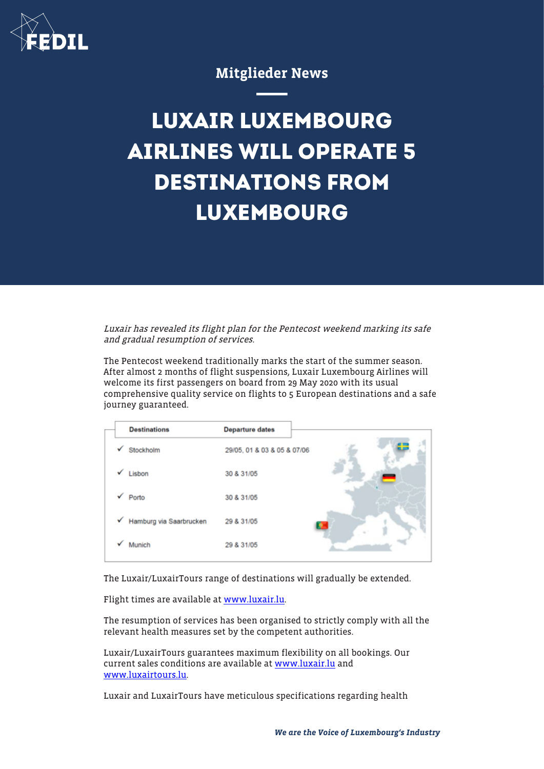Mitglieder News

# LUXAIR LUXEMBOURG AIRLINES WILL OPERATE 5 DESTINATIONS FROM LUXEMBOURG

*Luxair has revealed its flight plan for the Pentecost weekend marking its safe and gradual resumption of services.*

The Pentecost weekend traditionally marks the start of the summer season. After almost 2 months of flight suspensions, Luxair Luxembourg Airlines will welcome its first passengers on board from 29 May 2020 with its usual comprehensive quality service on flights to 5 European destinations and a safe journey guaranteed.

| Destinations | Departure dates |
|---|---|
| ✓ Stockholm | 29/05, 01 & 03 & 05 & 07/06 |
| ✓ Lisbon | 30 & 31/05 |
| ✓ Porto | 30 & 31/05 |
| ✓ Hamburg via Saarbrucken | 29 & 31/05 |
| ✓ Munich | 29 & 31/05 |

The Luxair/LuxairTours range of destinations will gradually be extended.

Flight times are available at [www.luxair.lu](www.luxair.lu).

The resumption of services has been organised to strictly comply with all the relevant health measures set by the competent authorities.

Luxair/LuxairTours guarantees maximum flexibility on all bookings. Our current sales conditions are available at [www.luxair.lu](www.luxair.lu) and [www.luxairtours.lu](www.luxairtours.lu).

Luxair and LuxairTours have meticulous specifications regarding health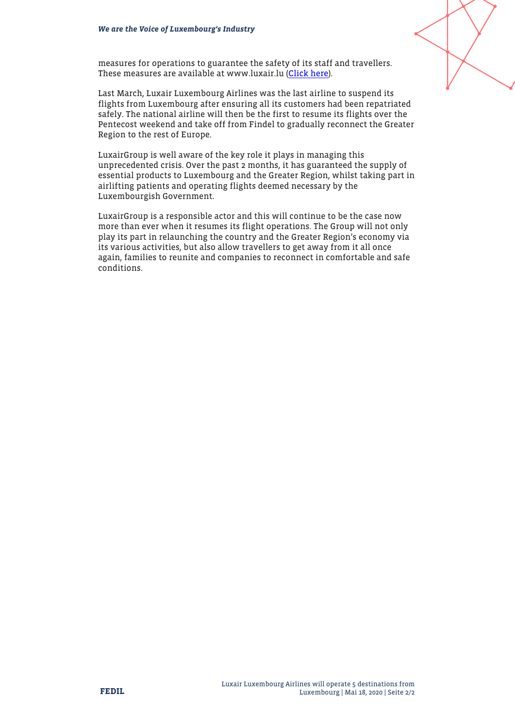measures for operations to guarantee the safety of its staff and travellers. These measures are available at www.luxair.lu (Click here).

Last March, Luxair Luxembourg Airlines was the last airline to suspend its flights from Luxembourg after ensuring all its customers had been repatriated safely. The national airline will then be the first to resume its flights over the Pentecost weekend and take off from Findel to gradually reconnect the Greater Region to the rest of Europe.

LuxairGroup is well aware of the key role it plays in managing this unprecedented crisis. Over the past 2 months, it has guaranteed the supply of essential products to Luxembourg and the Greater Region, whilst taking part in airlifting patients and operating flights deemed necessary by the Luxembourgish Government.

LuxairGroup is a responsible actor and this will continue to be the case now more than ever when it resumes its flight operations. The Group will not only play its part in relaunching the country and the Greater Region's economy via its various activities, but also allow travellers to get away from it all once again, families to reunite and companies to reconnect in comfortable and safe conditions.